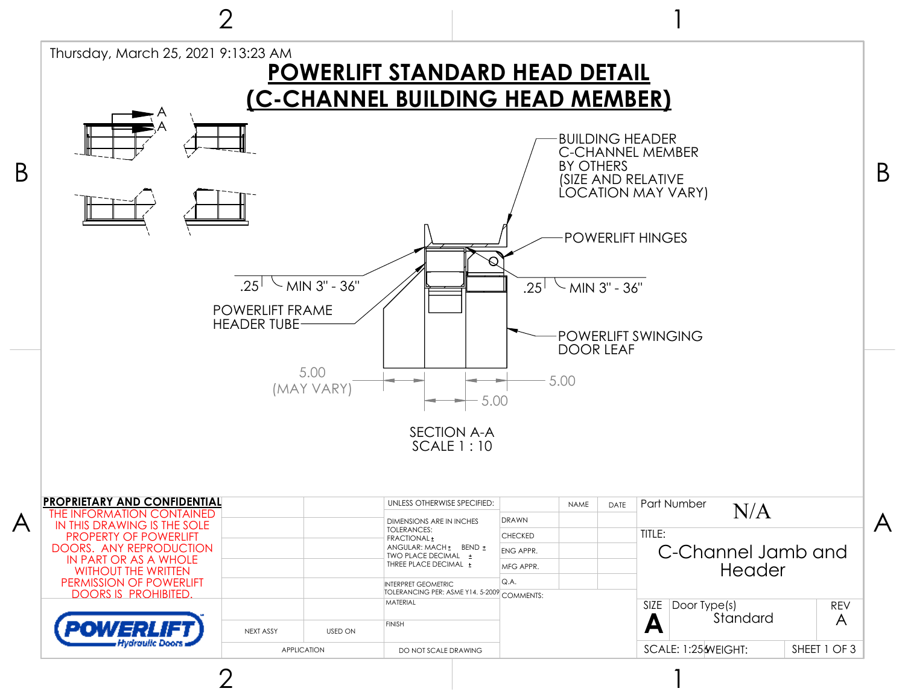Thursday, March 25, 2021 9:13:23 AM

# POWERLIFT STANDARD HEAD DETAIL
# (C-CHANNEL BUILDING HEAD MEMBER)

A
A

BUILDING HEADER C-CHANNEL MEMBER BY OTHERS (SIZE AND RELATIVE LOCATION MAY VARY)

POWERLIFT HINGES

.25 MIN 3" - 36"

.25 MIN 3" - 36"

POWERLIFT FRAME HEADER TUBE

POWERLIFT SWINGING DOOR LEAF

5.00 (MAY VARY)

5.00

5.00

SECTION A-A
SCALE 1 : 10

**PROPRIETARY AND CONFIDENTIAL**

THE INFORMATION CONTAINED IN THIS DRAWING IS THE SOLE PROPERTY OF POWERLIFT DOORS. ANY REPRODUCTION IN PART OR AS A WHOLE WITHOUT THE WRITTEN PERMISSION OF POWERLIFT DOORS IS PROHIBITED.

POWERLIFT Hydraulic Doors

| NEXT ASSY | USED ON |
|---|---|
| APPLICATION | |

UNLESS OTHERWISE SPECIFIED:
DIMENSIONS ARE IN INCHES
TOLERANCES:
FRACTIONAL ±
ANGULAR: MACH ± BEND ±
TWO PLACE DECIMAL ±
THREE PLACE DECIMAL ±

INTERPRET GEOMETRIC TOLERANCING PER: ASME Y14. 5-2009

MATERIAL

FINISH

DO NOT SCALE DRAWING

| | NAME | DATE |
|---|---|---|
| DRAWN | | |
| CHECKED | | |
| ENG APPR. | | |
| MFG APPR. | | |
| Q.A. | | |

COMMENTS:

Part Number: N/A

TITLE: C-Channel Jamb and Header

| SIZE | Door Type(s) | REV |
|---|---|---|
| A | Standard | A |

SCALE: 1:25 | WEIGHT: | SHEET 1 OF 3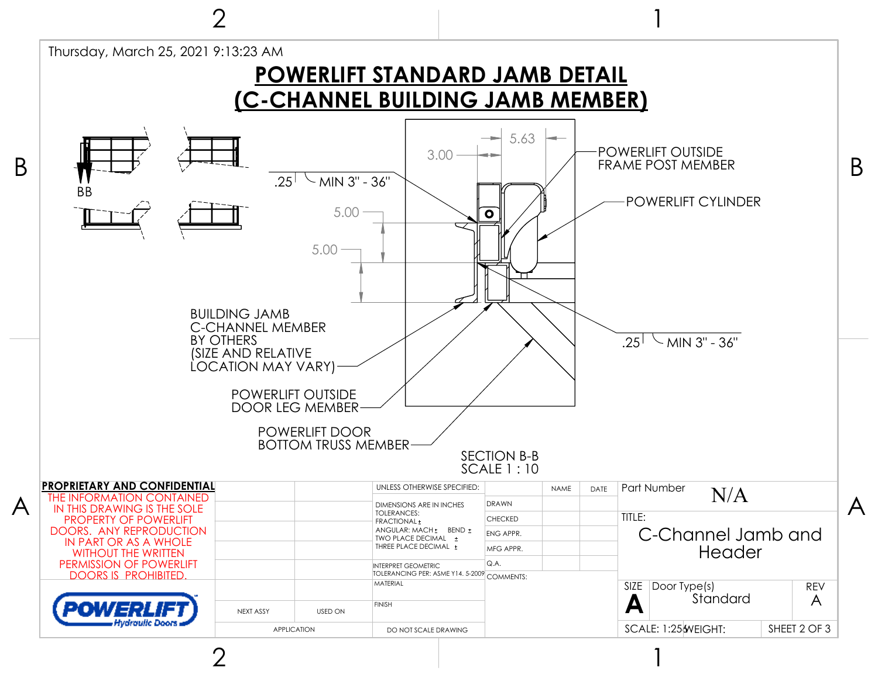Thursday, March 25, 2021 9:13:23 AM

# POWERLIFT STANDARD JAMB DETAIL
# (C-CHANNEL BUILDING JAMB MEMBER)

BB

5.63

3.00

.25 MIN 3" - 36"

5.00

5.00

POWERLIFT OUTSIDE FRAME POST MEMBER

POWERLIFT CYLINDER

BUILDING JAMB C-CHANNEL MEMBER BY OTHERS (SIZE AND RELATIVE LOCATION MAY VARY)

.25 MIN 3" - 36"

POWERLIFT OUTSIDE DOOR LEG MEMBER

POWERLIFT DOOR BOTTOM TRUSS MEMBER

SECTION B-B
SCALE 1 : 10

**PROPRIETARY AND CONFIDENTIAL**

THE INFORMATION CONTAINED IN THIS DRAWING IS THE SOLE PROPERTY OF POWERLIFT DOORS. ANY REPRODUCTION IN PART OR AS A WHOLE WITHOUT THE WRITTEN PERMISSION OF POWERLIFT DOORS IS PROHIBITED.

POWERLIFT Hydraulic Doors

| NEXT ASSY | USED ON |
|---|---|
| APPLICATION | |

UNLESS OTHERWISE SPECIFIED:

DIMENSIONS ARE IN INCHES
TOLERANCES:
FRACTIONAL ±
ANGULAR: MACH ± BEND ±
TWO PLACE DECIMAL ±
THREE PLACE DECIMAL ±

INTERPRET GEOMETRIC TOLERANCING PER: ASME Y14. 5-2009

MATERIAL

FINISH

DO NOT SCALE DRAWING

| | NAME | DATE |
|---|---|---|
| DRAWN | | |
| CHECKED | | |
| ENG APPR. | | |
| MFG APPR. | | |
| Q.A. | | |

COMMENTS:

Part Number N/A

TITLE: C-Channel Jamb and Header

| SIZE | Door Type(s) | REV |
|---|---|---|
| A | Standard | A |

SCALE: 1:256 WEIGHT: SHEET 2 OF 3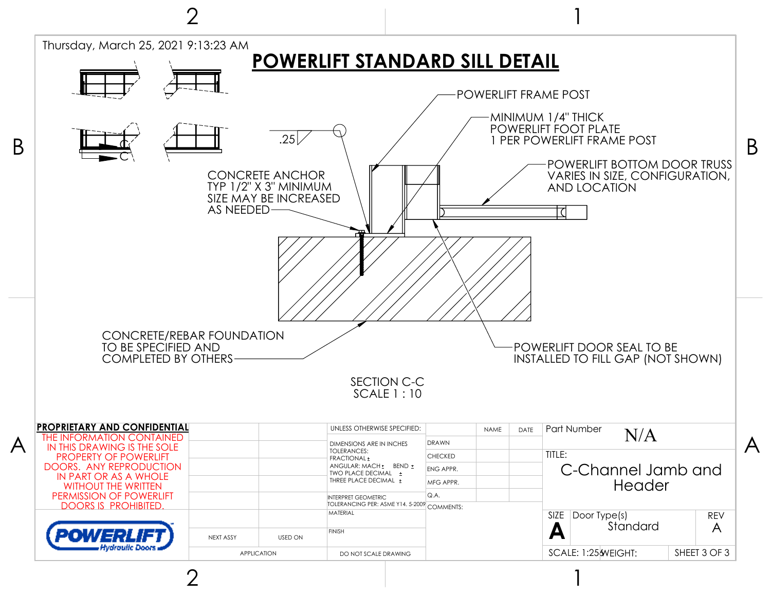Thursday, March 25, 2021 9:13:23 AM

# POWERLIFT STANDARD SILL DETAIL

POWERLIFT FRAME POST

MINIMUM 1/4" THICK POWERLIFT FOOT PLATE 1 PER POWERLIFT FRAME POST

.25

POWERLIFT BOTTOM DOOR TRUSS VARIES IN SIZE, CONFIGURATION, AND LOCATION

CONCRETE ANCHOR TYP 1/2" X 3" MINIMUM SIZE MAY BE INCREASED AS NEEDED

CONCRETE/REBAR FOUNDATION TO BE SPECIFIED AND COMPLETED BY OTHERS

POWERLIFT DOOR SEAL TO BE INSTALLED TO FILL GAP (NOT SHOWN)

SECTION C-C
SCALE 1 : 10

**PROPRIETARY AND CONFIDENTIAL**

THE INFORMATION CONTAINED IN THIS DRAWING IS THE SOLE PROPERTY OF POWERLIFT DOORS. ANY REPRODUCTION IN PART OR AS A WHOLE WITHOUT THE WRITTEN PERMISSION OF POWERLIFT DOORS IS PROHIBITED.

POWERLIFT Hydraulic Doors

| | | | |
|---|---|---|---|
| NEXT ASSY | USED ON | | |
| APPLICATION | | DO NOT SCALE DRAWING | |

UNLESS OTHERWISE SPECIFIED:
DIMENSIONS ARE IN INCHES
TOLERANCES:
FRACTIONAL ±
ANGULAR: MACH ± BEND ±
TWO PLACE DECIMAL ±
THREE PLACE DECIMAL ±
INTERPRET GEOMETRIC TOLERANCING PER: ASME Y14. 5-2009
MATERIAL
FINISH

| | NAME | DATE |
|---|---|---|
| DRAWN | | |
| CHECKED | | |
| ENG APPR. | | |
| MFG APPR. | | |
| Q.A. | | |
| COMMENTS: | | |

Part Number: N/A

TITLE: C-Channel Jamb and Header

| SIZE | Door Type(s) | REV |
|---|---|---|
| A | Standard | A |

SCALE: 1:25 | WEIGHT: | SHEET 3 OF 3